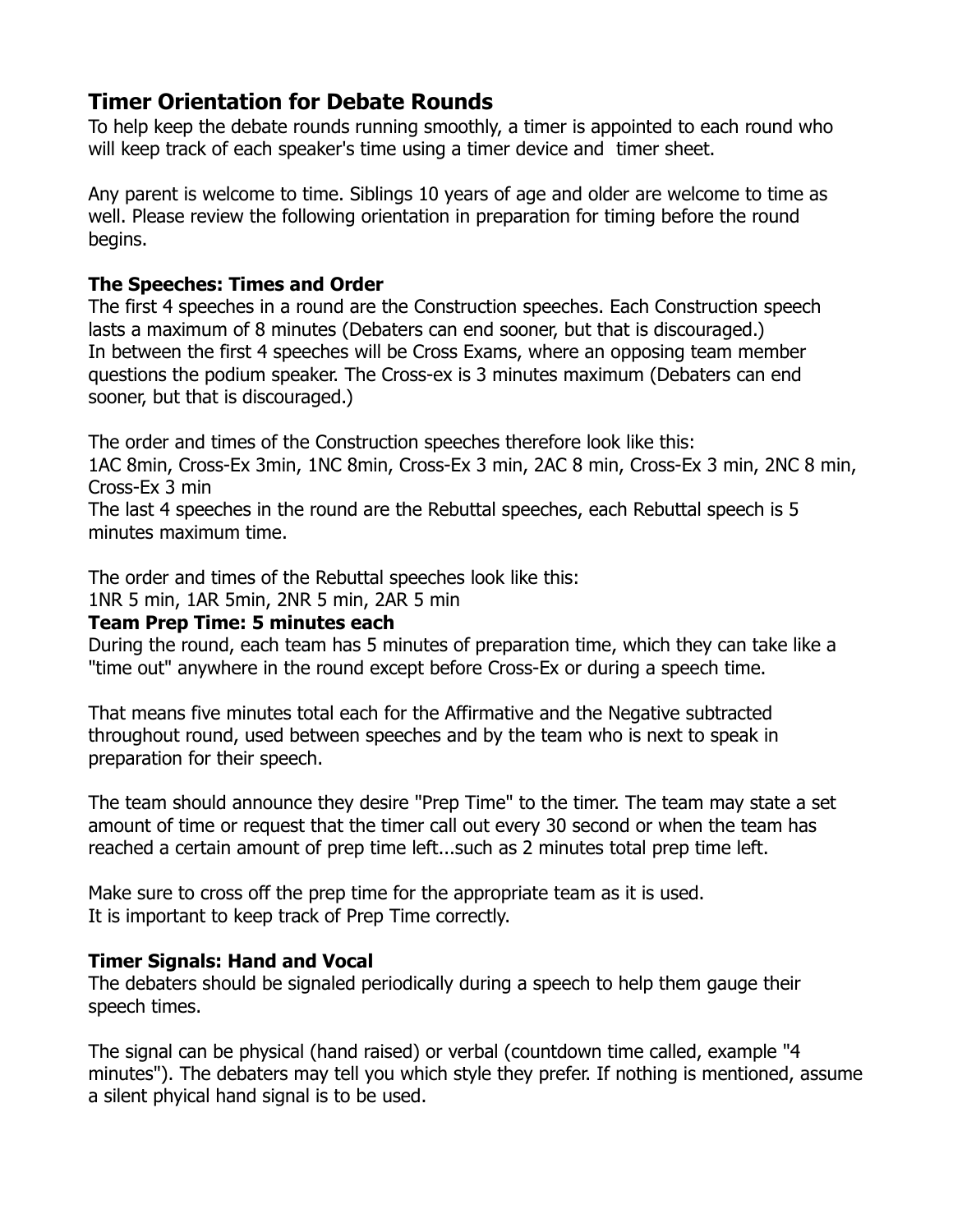## Timer Orientation for Debate Rounds

To help keep the debate rounds running smoothly, a timer is appointed to each round who will keep track of each speaker's time using a timer device and timer sheet.

Any parent is welcome to time. Siblings 10 years of age and older are welcome to time as well. Please review the following orientation in preparation for timing before the round begins.

**The Speeches: Times and Order**

The first 4 speeches in a round are the Construction speeches. Each Construction speech lasts a maximum of 8 minutes (Debaters can end sooner, but that is discouraged.)
In between the first 4 speeches will be Cross Exams, where an opposing team member questions the podium speaker. The Cross-ex is 3 minutes maximum (Debaters can end sooner, but that is discouraged.)

The order and times of the Construction speeches therefore look like this:
1AC 8min, Cross-Ex 3min, 1NC 8min, Cross-Ex 3 min, 2AC 8 min, Cross-Ex 3 min, 2NC 8 min, Cross-Ex 3 min
The last 4 speeches in the round are the Rebuttal speeches, each Rebuttal speech is 5 minutes maximum time.

The order and times of the Rebuttal speeches look like this:
1NR 5 min, 1AR 5min, 2NR 5 min, 2AR 5 min

**Team Prep Time: 5 minutes each**

During the round, each team has 5 minutes of preparation time, which they can take like a "time out" anywhere in the round except before Cross-Ex or during a speech time.

That means five minutes total each for the Affirmative and the Negative subtracted throughout round, used between speeches and by the team who is next to speak in preparation for their speech.

The team should announce they desire "Prep Time" to the timer. The team may state a set amount of time or request that the timer call out every 30 second or when the team has reached a certain amount of prep time left...such as 2 minutes total prep time left.

Make sure to cross off the prep time for the appropriate team as it is used.
It is important to keep track of Prep Time correctly.

**Timer Signals: Hand and Vocal**

The debaters should be signaled periodically during a speech to help them gauge their speech times.

The signal can be physical (hand raised) or verbal (countdown time called, example "4 minutes"). The debaters may tell you which style they prefer. If nothing is mentioned, assume a silent phyical hand signal is to be used.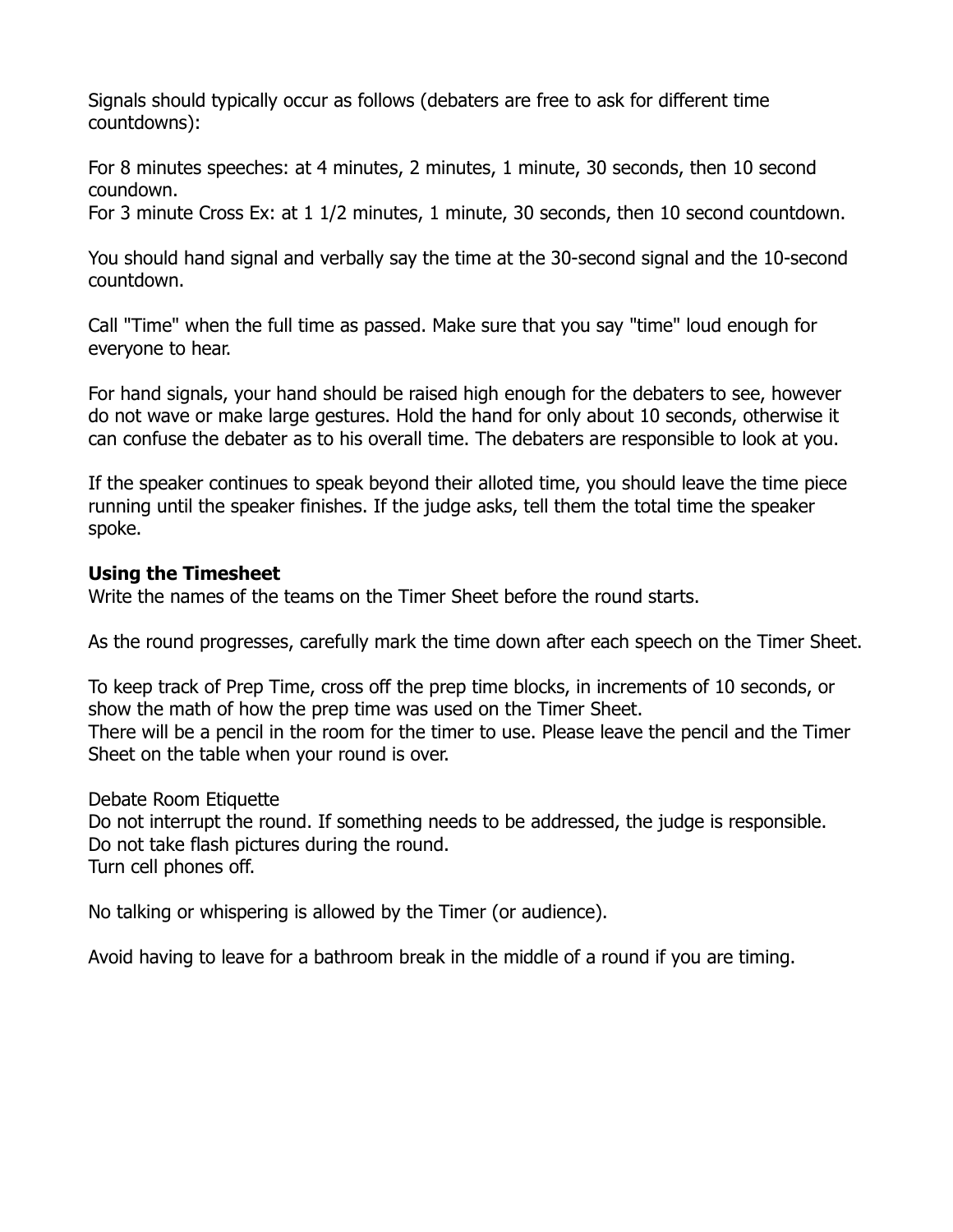Signals should typically occur as follows (debaters are free to ask for different time countdowns):

For 8 minutes speeches: at 4 minutes, 2 minutes, 1 minute, 30 seconds, then 10 second coundown.
For 3 minute Cross Ex: at 1 1/2 minutes, 1 minute, 30 seconds, then 10 second countdown.

You should hand signal and verbally say the time at the 30-second signal and the 10-second countdown.

Call "Time" when the full time as passed. Make sure that you say "time" loud enough for everyone to hear.

For hand signals, your hand should be raised high enough for the debaters to see, however do not wave or make large gestures. Hold the hand for only about 10 seconds, otherwise it can confuse the debater as to his overall time. The debaters are responsible to look at you.

If the speaker continues to speak beyond their alloted time, you should leave the time piece running until the speaker finishes. If the judge asks, tell them the total time the speaker spoke.

**Using the Timesheet**
Write the names of the teams on the Timer Sheet before the round starts.

As the round progresses, carefully mark the time down after each speech on the Timer Sheet.

To keep track of Prep Time, cross off the prep time blocks, in increments of 10 seconds, or show the math of how the prep time was used on the Timer Sheet.
There will be a pencil in the room for the timer to use. Please leave the pencil and the Timer Sheet on the table when your round is over.

Debate Room Etiquette
Do not interrupt the round. If something needs to be addressed, the judge is responsible.
Do not take flash pictures during the round.
Turn cell phones off.

No talking or whispering is allowed by the Timer (or audience).

Avoid having to leave for a bathroom break in the middle of a round if you are timing.